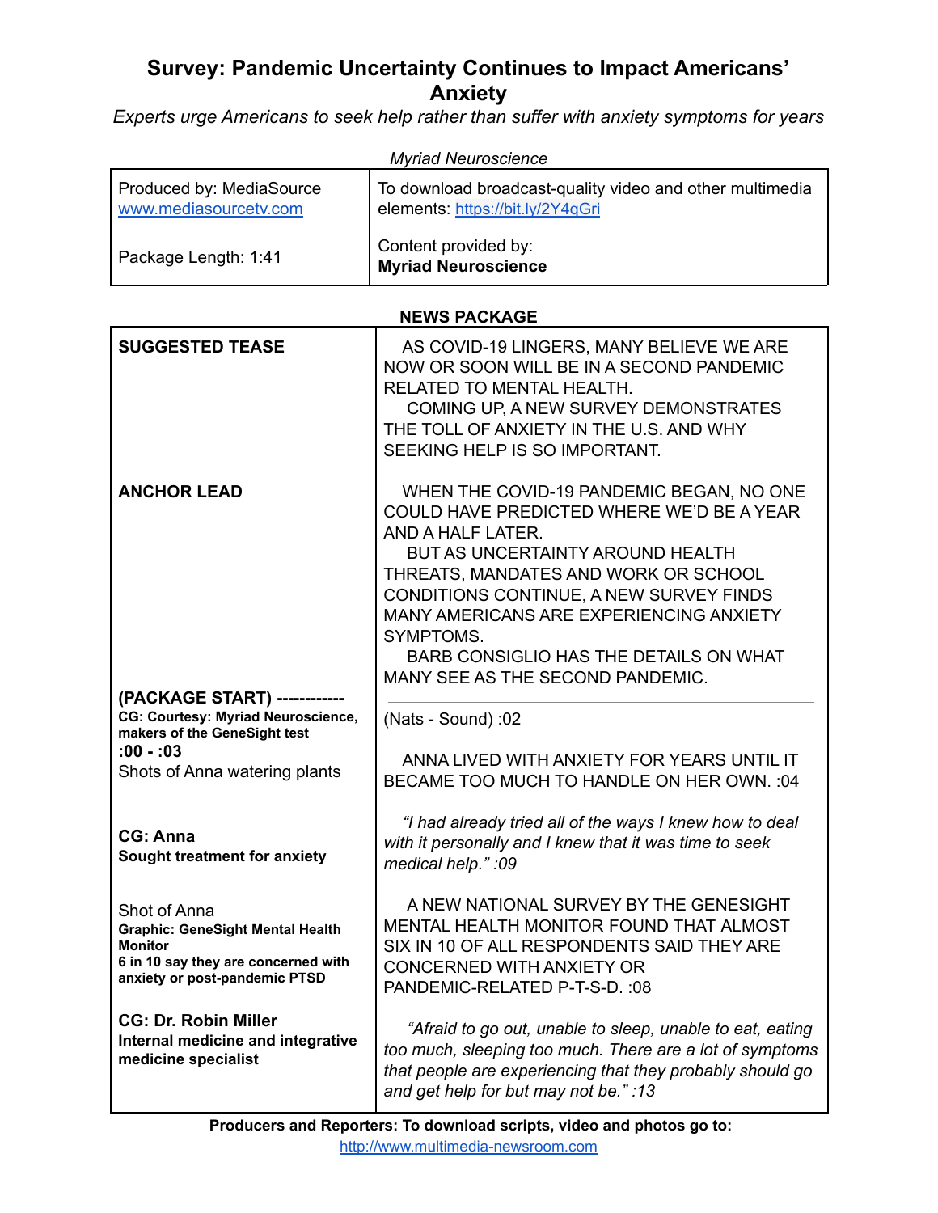# Survey: Pandemic Uncertainty Continues to Impact Americans' Anxiety

*Experts urge Americans to seek help rather than suffer with anxiety symptoms for years*

*Myriad Neuroscience*

| | |
|---|---|
| Produced by: MediaSource<br>www.mediasourcetv.com<br><br>Package Length: 1:41 | To download broadcast-quality video and other multimedia elements: https://bit.ly/2Y4qGri<br><br>Content provided by:<br>**Myriad Neuroscience** |

**NEWS PACKAGE**

| | |
|---|---|
| **SUGGESTED TEASE** | AS COVID-19 LINGERS, MANY BELIEVE WE ARE NOW OR SOON WILL BE IN A SECOND PANDEMIC RELATED TO MENTAL HEALTH.<br>COMING UP, A NEW SURVEY DEMONSTRATES THE TOLL OF ANXIETY IN THE U.S. AND WHY SEEKING HELP IS SO IMPORTANT. |
| **ANCHOR LEAD** | WHEN THE COVID-19 PANDEMIC BEGAN, NO ONE COULD HAVE PREDICTED WHERE WE'D BE A YEAR AND A HALF LATER.<br>BUT AS UNCERTAINTY AROUND HEALTH THREATS, MANDATES AND WORK OR SCHOOL CONDITIONS CONTINUE, A NEW SURVEY FINDS MANY AMERICANS ARE EXPERIENCING ANXIETY SYMPTOMS.<br>BARB CONSIGLIO HAS THE DETAILS ON WHAT MANY SEE AS THE SECOND PANDEMIC. |
| **(PACKAGE START) ------------**<br>**CG: Courtesy: Myriad Neuroscience, makers of the GeneSight test**<br>**:00 - :03**<br>Shots of Anna watering plants | (Nats - Sound) :02<br><br>ANNA LIVED WITH ANXIETY FOR YEARS UNTIL IT BECAME TOO MUCH TO HANDLE ON HER OWN. :04 |
| **CG: Anna**<br>**Sought treatment for anxiety** | *"I had already tried all of the ways I knew how to deal with it personally and I knew that it was time to seek medical help." :09* |
| Shot of Anna<br>**Graphic: GeneSight Mental Health Monitor**<br>**6 in 10 say they are concerned with anxiety or post-pandemic PTSD** | A NEW NATIONAL SURVEY BY THE GENESIGHT MENTAL HEALTH MONITOR FOUND THAT ALMOST SIX IN 10 OF ALL RESPONDENTS SAID THEY ARE CONCERNED WITH ANXIETY OR PANDEMIC-RELATED P-T-S-D. :08 |
| **CG: Dr. Robin Miller**<br>**Internal medicine and integrative medicine specialist** | *"Afraid to go out, unable to sleep, unable to eat, eating too much, sleeping too much. There are a lot of symptoms that people are experiencing that they probably should go and get help for but may not be." :13* |

**Producers and Reporters: To download scripts, video and photos go to:**
http://www.multimedia-newsroom.com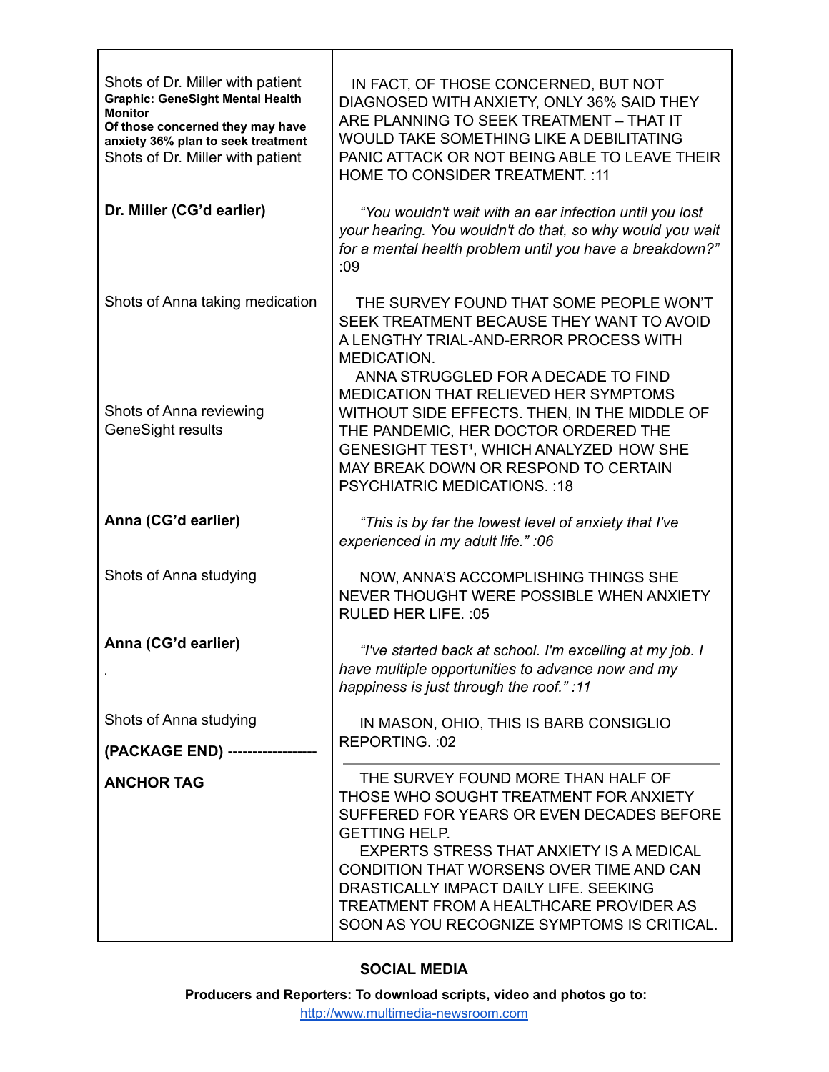| | |
|---|---|
| Shots of Dr. Miller with patient<br>**Graphic: GeneSight Mental Health Monitor**<br>**Of those concerned they may have anxiety 36% plan to seek treatment**<br>Shots of Dr. Miller with patient | IN FACT, OF THOSE CONCERNED, BUT NOT DIAGNOSED WITH ANXIETY, ONLY 36% SAID THEY ARE PLANNING TO SEEK TREATMENT – THAT IT WOULD TAKE SOMETHING LIKE A DEBILITATING PANIC ATTACK OR NOT BEING ABLE TO LEAVE THEIR HOME TO CONSIDER TREATMENT. :11 |
| **Dr. Miller (CG'd earlier)** | *"You wouldn't wait with an ear infection until you lost your hearing. You wouldn't do that, so why would you wait for a mental health problem until you have a breakdown?"* :09 |
| Shots of Anna taking medication<br><br>Shots of Anna reviewing GeneSight results | THE SURVEY FOUND THAT SOME PEOPLE WON'T SEEK TREATMENT BECAUSE THEY WANT TO AVOID A LENGTHY TRIAL-AND-ERROR PROCESS WITH MEDICATION.<br>ANNA STRUGGLED FOR A DECADE TO FIND MEDICATION THAT RELIEVED HER SYMPTOMS WITHOUT SIDE EFFECTS. THEN, IN THE MIDDLE OF THE PANDEMIC, HER DOCTOR ORDERED THE GENESIGHT TEST[1], WHICH ANALYZED HOW SHE MAY BREAK DOWN OR RESPOND TO CERTAIN PSYCHIATRIC MEDICATIONS. :18 |
| **Anna (CG'd earlier)** | *"This is by far the lowest level of anxiety that I've experienced in my adult life." :06* |
| Shots of Anna studying | NOW, ANNA'S ACCOMPLISHING THINGS SHE NEVER THOUGHT WERE POSSIBLE WHEN ANXIETY RULED HER LIFE. :05 |
| **Anna (CG'd earlier)** | *"I've started back at school. I'm excelling at my job. I have multiple opportunities to advance now and my happiness is just through the roof." :11* |
| Shots of Anna studying<br>**(PACKAGE END) ------------------** | IN MASON, OHIO, THIS IS BARB CONSIGLIO REPORTING. :02 |
| **ANCHOR TAG** | THE SURVEY FOUND MORE THAN HALF OF THOSE WHO SOUGHT TREATMENT FOR ANXIETY SUFFERED FOR YEARS OR EVEN DECADES BEFORE GETTING HELP.<br>EXPERTS STRESS THAT ANXIETY IS A MEDICAL CONDITION THAT WORSENS OVER TIME AND CAN DRASTICALLY IMPACT DAILY LIFE. SEEKING TREATMENT FROM A HEALTHCARE PROVIDER AS SOON AS YOU RECOGNIZE SYMPTOMS IS CRITICAL. |

**SOCIAL MEDIA**

**Producers and Reporters: To download scripts, video and photos go to:**
http://www.multimedia-newsroom.com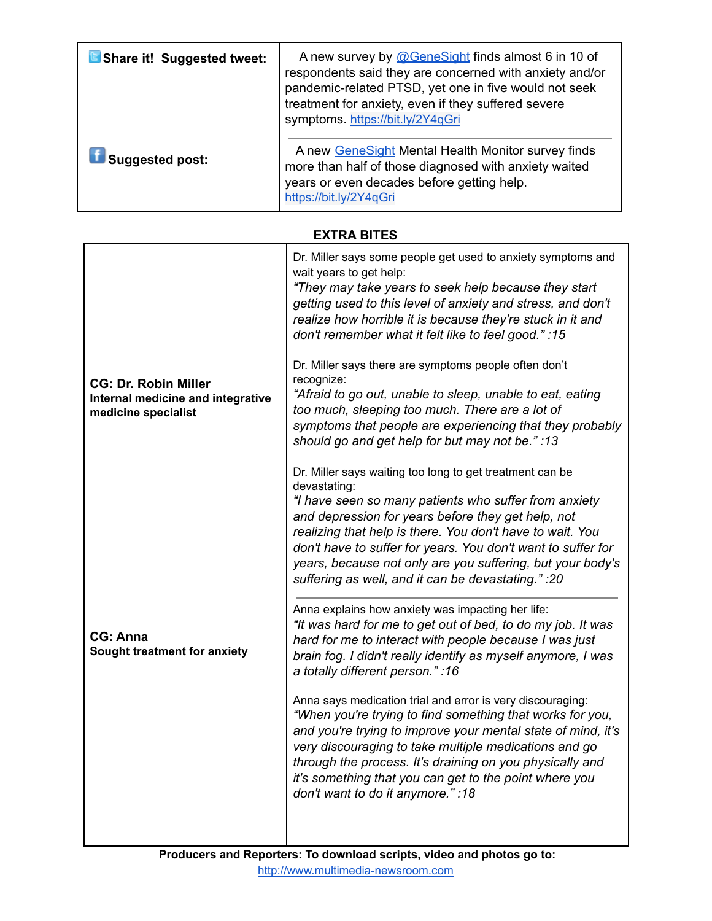| **Share it! Suggested tweet:** | A new survey by @GeneSight finds almost 6 in 10 of respondents said they are concerned with anxiety and/or pandemic-related PTSD, yet one in five would not seek treatment for anxiety, even if they suffered severe symptoms. https://bit.ly/2Y4qGri |
| --- | --- |
| **Suggested post:** | A new GeneSight Mental Health Monitor survey finds more than half of those diagnosed with anxiety waited years or even decades before getting help. https://bit.ly/2Y4qGri |

**EXTRA BITES**

| | |
| --- | --- |
| **CG: Dr. Robin Miller**<br>**Internal medicine and integrative medicine specialist** | Dr. Miller says some people get used to anxiety symptoms and wait years to get help:<br>*"They may take years to seek help because they start getting used to this level of anxiety and stress, and don't realize how horrible it is because they're stuck in it and don't remember what it felt like to feel good." :15*<br><br>Dr. Miller says there are symptoms people often don't recognize:<br>*"Afraid to go out, unable to sleep, unable to eat, eating too much, sleeping too much. There are a lot of symptoms that people are experiencing that they probably should go and get help for but may not be." :13*<br><br>Dr. Miller says waiting too long to get treatment can be devastating:<br>*"I have seen so many patients who suffer from anxiety and depression for years before they get help, not realizing that help is there. You don't have to wait. You don't have to suffer for years. You don't want to suffer for years, because not only are you suffering, but your body's suffering as well, and it can be devastating." :20* |
| **CG: Anna**<br>**Sought treatment for anxiety** | Anna explains how anxiety was impacting her life:<br>*"It was hard for me to get out of bed, to do my job. It was hard for me to interact with people because I was just brain fog. I didn't really identify as myself anymore, I was a totally different person." :16*<br><br>Anna says medication trial and error is very discouraging:<br>*"When you're trying to find something that works for you, and you're trying to improve your mental state of mind, it's very discouraging to take multiple medications and go through the process. It's draining on you physically and it's something that you can get to the point where you don't want to do it anymore." :18* |

**Producers and Reporters: To download scripts, video and photos go to:**
http://www.multimedia-newsroom.com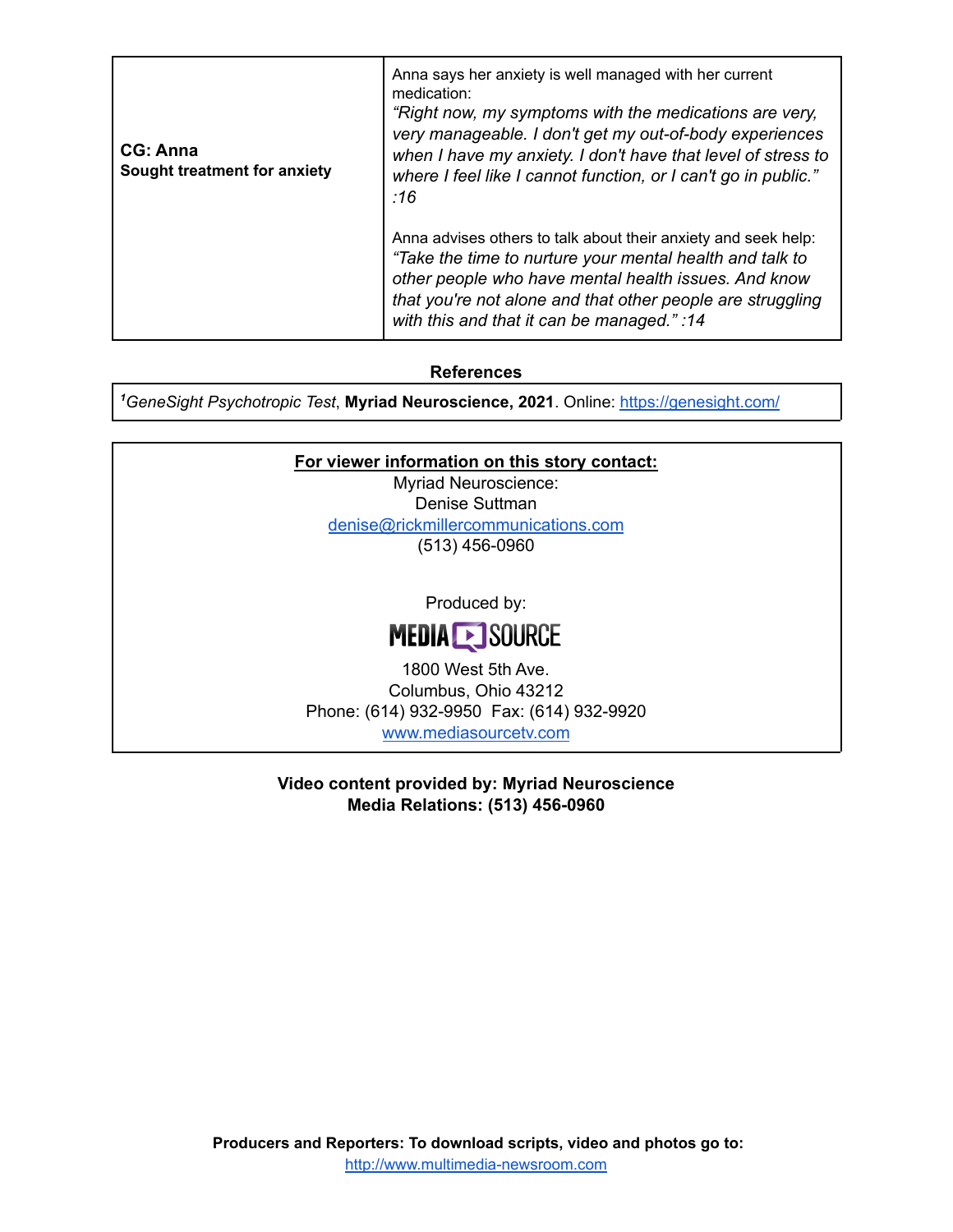| | |
|---|---|
| **CG: Anna**<br>**Sought treatment for anxiety** | Anna says her anxiety is well managed with her current medication:<br>*"Right now, my symptoms with the medications are very, very manageable. I don't get my out-of-body experiences when I have my anxiety. I don't have that level of stress to where I feel like I cannot function, or I can't go in public." :16*<br><br>Anna advises others to talk about their anxiety and seek help:<br>*"Take the time to nurture your mental health and talk to other people who have mental health issues. And know that you're not alone and that other people are struggling with this and that it can be managed." :14* |

**References**

[1]*GeneSight Psychotropic Test*, **Myriad Neuroscience, 2021**. Online: https://genesight.com/

**For viewer information on this story contact:**

Myriad Neuroscience:
Denise Suttman
denise@rickmillercommunications.com
(513) 456-0960

Produced by:

MEDIA SOURCE

1800 West 5th Ave.
Columbus, Ohio 43212
Phone: (614) 932-9950 Fax: (614) 932-9920
www.mediasourcetv.com

**Video content provided by: Myriad Neuroscience**
**Media Relations: (513) 456-0960**

**Producers and Reporters: To download scripts, video and photos go to:**
http://www.multimedia-newsroom.com